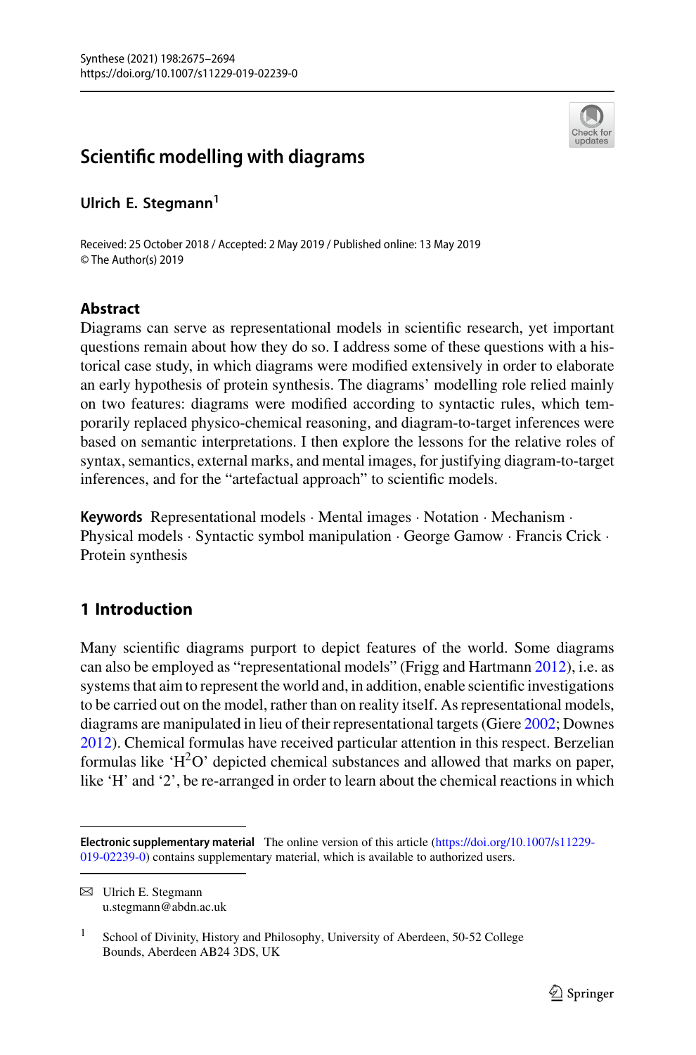# Scientific modelling with diagrams

**Ulrich E. Stegmann**[1]

Received: 25 October 2018 / Accepted: 2 May 2019 / Published online: 13 May 2019
© The Author(s) 2019

## Abstract

Diagrams can serve as representational models in scientific research, yet important questions remain about how they do so. I address some of these questions with a historical case study, in which diagrams were modified extensively in order to elaborate an early hypothesis of protein synthesis. The diagrams' modelling role relied mainly on two features: diagrams were modified according to syntactic rules, which temporarily replaced physico-chemical reasoning, and diagram-to-target inferences were based on semantic interpretations. I then explore the lessons for the relative roles of syntax, semantics, external marks, and mental images, for justifying diagram-to-target inferences, and for the "artefactual approach" to scientific models.

**Keywords** Representational models · Mental images · Notation · Mechanism · Physical models · Syntactic symbol manipulation · George Gamow · Francis Crick · Protein synthesis

## 1 Introduction

Many scientific diagrams purport to depict features of the world. Some diagrams can also be employed as "representational models" (Frigg and Hartmann 2012), i.e. as systems that aim to represent the world and, in addition, enable scientific investigations to be carried out on the model, rather than on reality itself. As representational models, diagrams are manipulated in lieu of their representational targets (Giere 2002; Downes 2012). Chemical formulas have received particular attention in this respect. Berzelian formulas like '$H^2O$' depicted chemical substances and allowed that marks on paper, like 'H' and '2', be re-arranged in order to learn about the chemical reactions in which

---

**Electronic supplementary material** The online version of this article (https://doi.org/10.1007/s11229-019-02239-0) contains supplementary material, which is available to authorized users.

✉ Ulrich E. Stegmann
u.stegmann@abdn.ac.uk

[1] School of Divinity, History and Philosophy, University of Aberdeen, 50-52 College Bounds, Aberdeen AB24 3DS, UK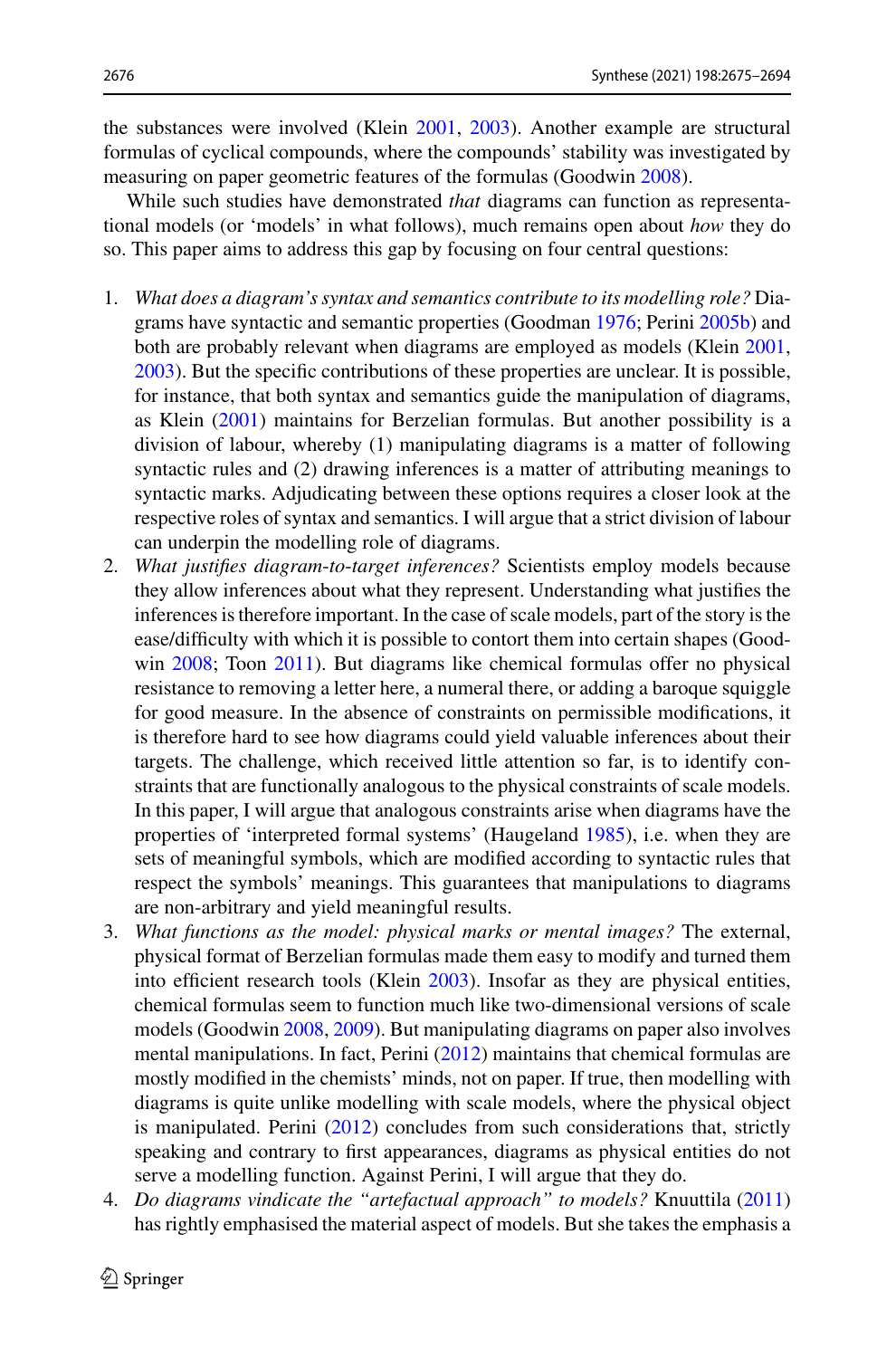the substances were involved (Klein 2001, 2003). Another example are structural formulas of cyclical compounds, where the compounds' stability was investigated by measuring on paper geometric features of the formulas (Goodwin 2008).

While such studies have demonstrated *that* diagrams can function as representational models (or 'models' in what follows), much remains open about *how* they do so. This paper aims to address this gap by focusing on four central questions:

1. *What does a diagram's syntax and semantics contribute to its modelling role?* Diagrams have syntactic and semantic properties (Goodman 1976; Perini 2005b) and both are probably relevant when diagrams are employed as models (Klein 2001, 2003). But the specific contributions of these properties are unclear. It is possible, for instance, that both syntax and semantics guide the manipulation of diagrams, as Klein (2001) maintains for Berzelian formulas. But another possibility is a division of labour, whereby (1) manipulating diagrams is a matter of following syntactic rules and (2) drawing inferences is a matter of attributing meanings to syntactic marks. Adjudicating between these options requires a closer look at the respective roles of syntax and semantics. I will argue that a strict division of labour can underpin the modelling role of diagrams.
2. *What justifies diagram-to-target inferences?* Scientists employ models because they allow inferences about what they represent. Understanding what justifies the inferences is therefore important. In the case of scale models, part of the story is the ease/difficulty with which it is possible to contort them into certain shapes (Goodwin 2008; Toon 2011). But diagrams like chemical formulas offer no physical resistance to removing a letter here, a numeral there, or adding a baroque squiggle for good measure. In the absence of constraints on permissible modifications, it is therefore hard to see how diagrams could yield valuable inferences about their targets. The challenge, which received little attention so far, is to identify constraints that are functionally analogous to the physical constraints of scale models. In this paper, I will argue that analogous constraints arise when diagrams have the properties of 'interpreted formal systems' (Haugeland 1985), i.e. when they are sets of meaningful symbols, which are modified according to syntactic rules that respect the symbols' meanings. This guarantees that manipulations to diagrams are non-arbitrary and yield meaningful results.
3. *What functions as the model: physical marks or mental images?* The external, physical format of Berzelian formulas made them easy to modify and turned them into efficient research tools (Klein 2003). Insofar as they are physical entities, chemical formulas seem to function much like two-dimensional versions of scale models (Goodwin 2008, 2009). But manipulating diagrams on paper also involves mental manipulations. In fact, Perini (2012) maintains that chemical formulas are mostly modified in the chemists' minds, not on paper. If true, then modelling with diagrams is quite unlike modelling with scale models, where the physical object is manipulated. Perini (2012) concludes from such considerations that, strictly speaking and contrary to first appearances, diagrams as physical entities do not serve a modelling function. Against Perini, I will argue that they do.
4. *Do diagrams vindicate the "artefactual approach" to models?* Knuuttila (2011) has rightly emphasised the material aspect of models. But she takes the emphasis a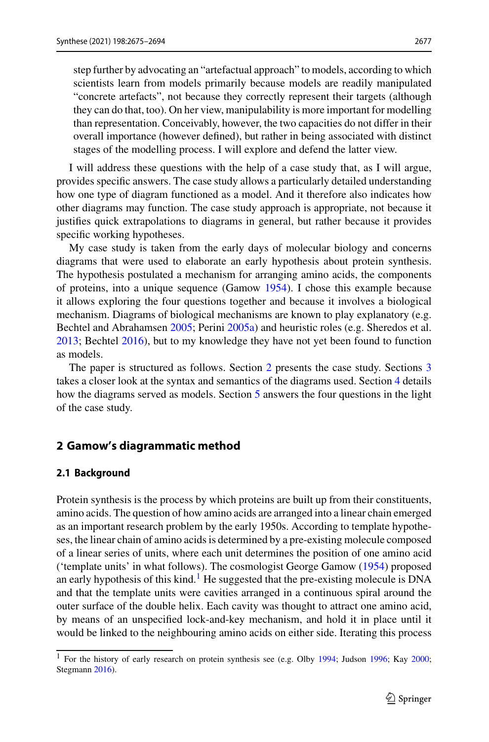step further by advocating an "artefactual approach" to models, according to which scientists learn from models primarily because models are readily manipulated "concrete artefacts", not because they correctly represent their targets (although they can do that, too). On her view, manipulability is more important for modelling than representation. Conceivably, however, the two capacities do not differ in their overall importance (however defined), but rather in being associated with distinct stages of the modelling process. I will explore and defend the latter view.

I will address these questions with the help of a case study that, as I will argue, provides specific answers. The case study allows a particularly detailed understanding how one type of diagram functioned as a model. And it therefore also indicates how other diagrams may function. The case study approach is appropriate, not because it justifies quick extrapolations to diagrams in general, but rather because it provides specific working hypotheses.

My case study is taken from the early days of molecular biology and concerns diagrams that were used to elaborate an early hypothesis about protein synthesis. The hypothesis postulated a mechanism for arranging amino acids, the components of proteins, into a unique sequence (Gamow 1954). I chose this example because it allows exploring the four questions together and because it involves a biological mechanism. Diagrams of biological mechanisms are known to play explanatory (e.g. Bechtel and Abrahamsen 2005; Perini 2005a) and heuristic roles (e.g. Sheredos et al. 2013; Bechtel 2016), but to my knowledge they have not yet been found to function as models.

The paper is structured as follows. Section 2 presents the case study. Sections 3 takes a closer look at the syntax and semantics of the diagrams used. Section 4 details how the diagrams served as models. Section 5 answers the four questions in the light of the case study.

## 2 Gamow's diagrammatic method

### 2.1 Background

Protein synthesis is the process by which proteins are built up from their constituents, amino acids. The question of how amino acids are arranged into a linear chain emerged as an important research problem by the early 1950s. According to template hypotheses, the linear chain of amino acids is determined by a pre-existing molecule composed of a linear series of units, where each unit determines the position of one amino acid ('template units' in what follows). The cosmologist George Gamow (1954) proposed an early hypothesis of this kind.[1] He suggested that the pre-existing molecule is DNA and that the template units were cavities arranged in a continuous spiral around the outer surface of the double helix. Each cavity was thought to attract one amino acid, by means of an unspecified lock-and-key mechanism, and hold it in place until it would be linked to the neighbouring amino acids on either side. Iterating this process

[1] For the history of early research on protein synthesis see (e.g. Olby 1994; Judson 1996; Kay 2000; Stegmann 2016).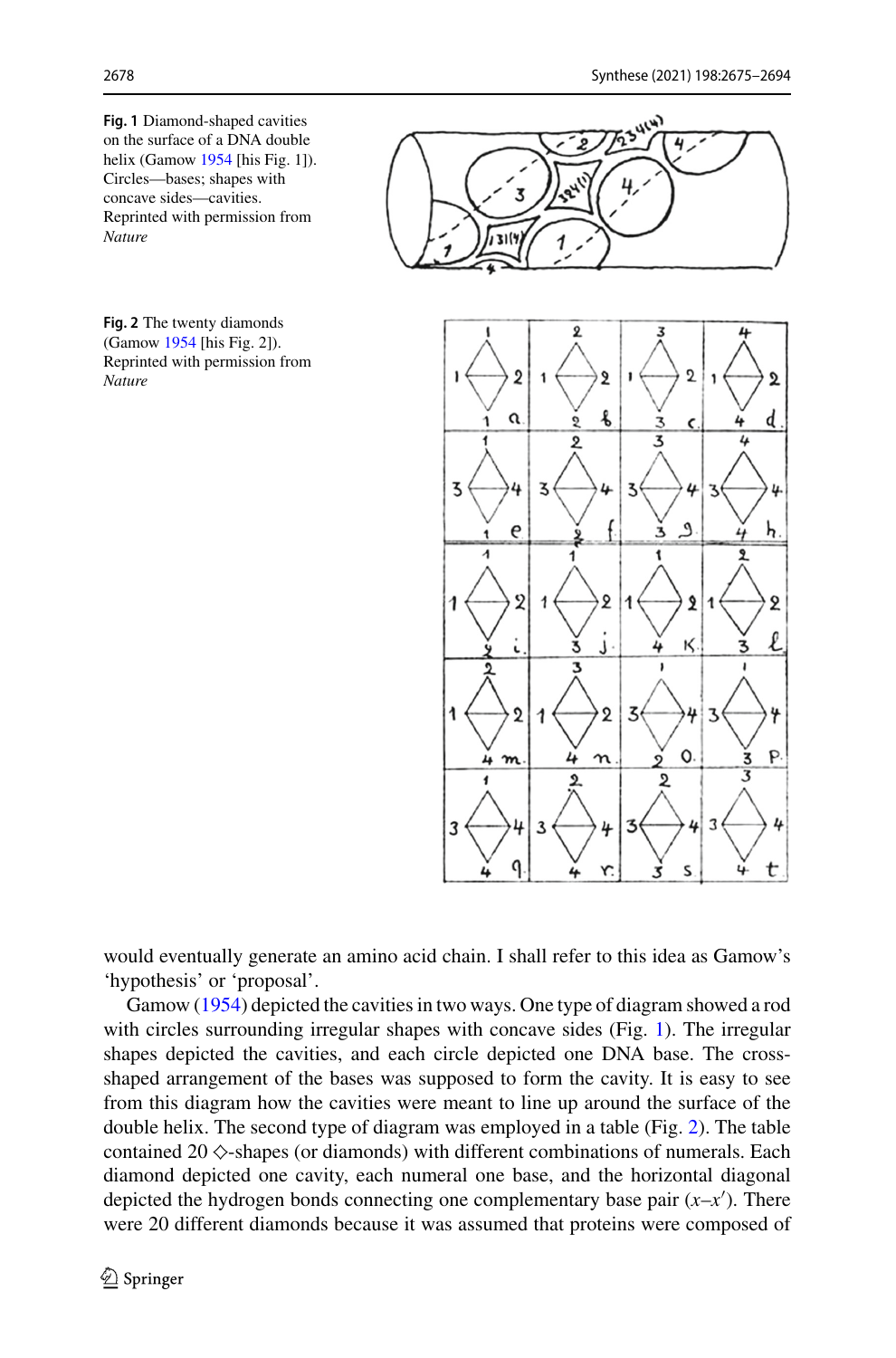**Fig. 1** Diamond-shaped cavities on the surface of a DNA double helix (Gamow 1954 [his Fig. 1]). Circles—bases; shapes with concave sides—cavities. Reprinted with permission from *Nature*

**Fig. 2** The twenty diamonds (Gamow 1954 [his Fig. 2]). Reprinted with permission from *Nature*

would eventually generate an amino acid chain. I shall refer to this idea as Gamow's 'hypothesis' or 'proposal'.

Gamow (1954) depicted the cavities in two ways. One type of diagram showed a rod with circles surrounding irregular shapes with concave sides (Fig. 1). The irregular shapes depicted the cavities, and each circle depicted one DNA base. The cross-shaped arrangement of the bases was supposed to form the cavity. It is easy to see from this diagram how the cavities were meant to line up around the surface of the double helix. The second type of diagram was employed in a table (Fig. 2). The table contained 20 ◇-shapes (or diamonds) with different combinations of numerals. Each diamond depicted one cavity, each numeral one base, and the horizontal diagonal depicted the hydrogen bonds connecting one complementary base pair ($x$–$x'$). There were 20 different diamonds because it was assumed that proteins were composed of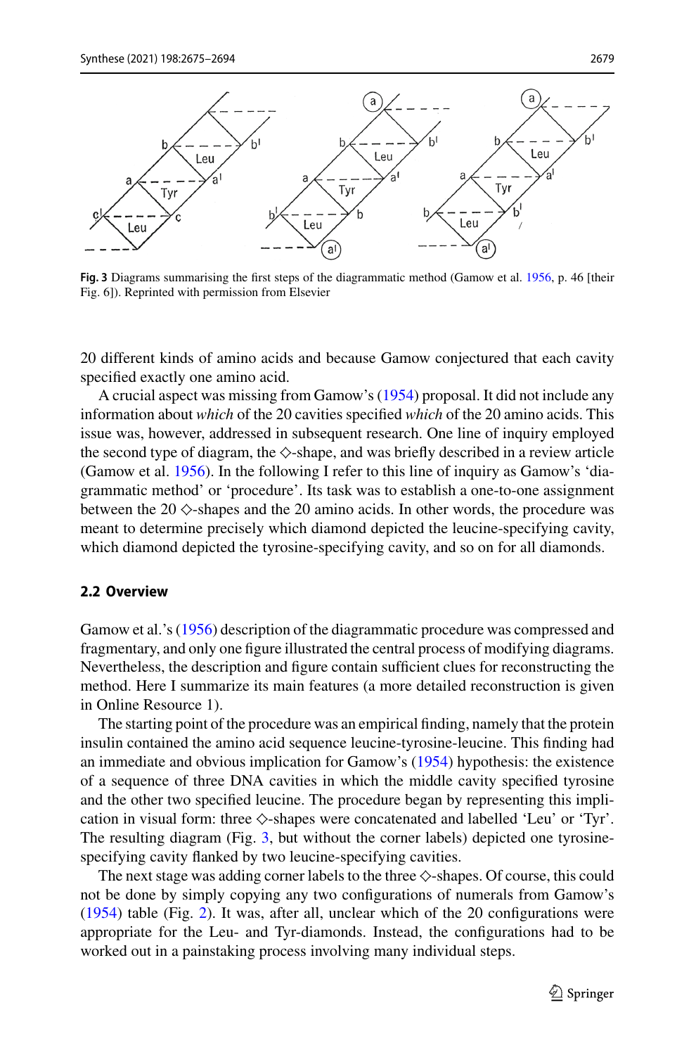**Fig. 3** Diagrams summarising the first steps of the diagrammatic method (Gamow et al. 1956, p. 46 [their Fig. 6]). Reprinted with permission from Elsevier

20 different kinds of amino acids and because Gamow conjectured that each cavity specified exactly one amino acid.

A crucial aspect was missing from Gamow's (1954) proposal. It did not include any information about *which* of the 20 cavities specified *which* of the 20 amino acids. This issue was, however, addressed in subsequent research. One line of inquiry employed the second type of diagram, the ◇-shape, and was briefly described in a review article (Gamow et al. 1956). In the following I refer to this line of inquiry as Gamow's 'diagrammatic method' or 'procedure'. Its task was to establish a one-to-one assignment between the 20 ◇-shapes and the 20 amino acids. In other words, the procedure was meant to determine precisely which diamond depicted the leucine-specifying cavity, which diamond depicted the tyrosine-specifying cavity, and so on for all diamonds.

## 2.2 Overview

Gamow et al.'s (1956) description of the diagrammatic procedure was compressed and fragmentary, and only one figure illustrated the central process of modifying diagrams. Nevertheless, the description and figure contain sufficient clues for reconstructing the method. Here I summarize its main features (a more detailed reconstruction is given in Online Resource 1).

The starting point of the procedure was an empirical finding, namely that the protein insulin contained the amino acid sequence leucine-tyrosine-leucine. This finding had an immediate and obvious implication for Gamow's (1954) hypothesis: the existence of a sequence of three DNA cavities in which the middle cavity specified tyrosine and the other two specified leucine. The procedure began by representing this implication in visual form: three ◇-shapes were concatenated and labelled 'Leu' or 'Tyr'. The resulting diagram (Fig. 3, but without the corner labels) depicted one tyrosine-specifying cavity flanked by two leucine-specifying cavities.

The next stage was adding corner labels to the three ◇-shapes. Of course, this could not be done by simply copying any two configurations of numerals from Gamow's (1954) table (Fig. 2). It was, after all, unclear which of the 20 configurations were appropriate for the Leu- and Tyr-diamonds. Instead, the configurations had to be worked out in a painstaking process involving many individual steps.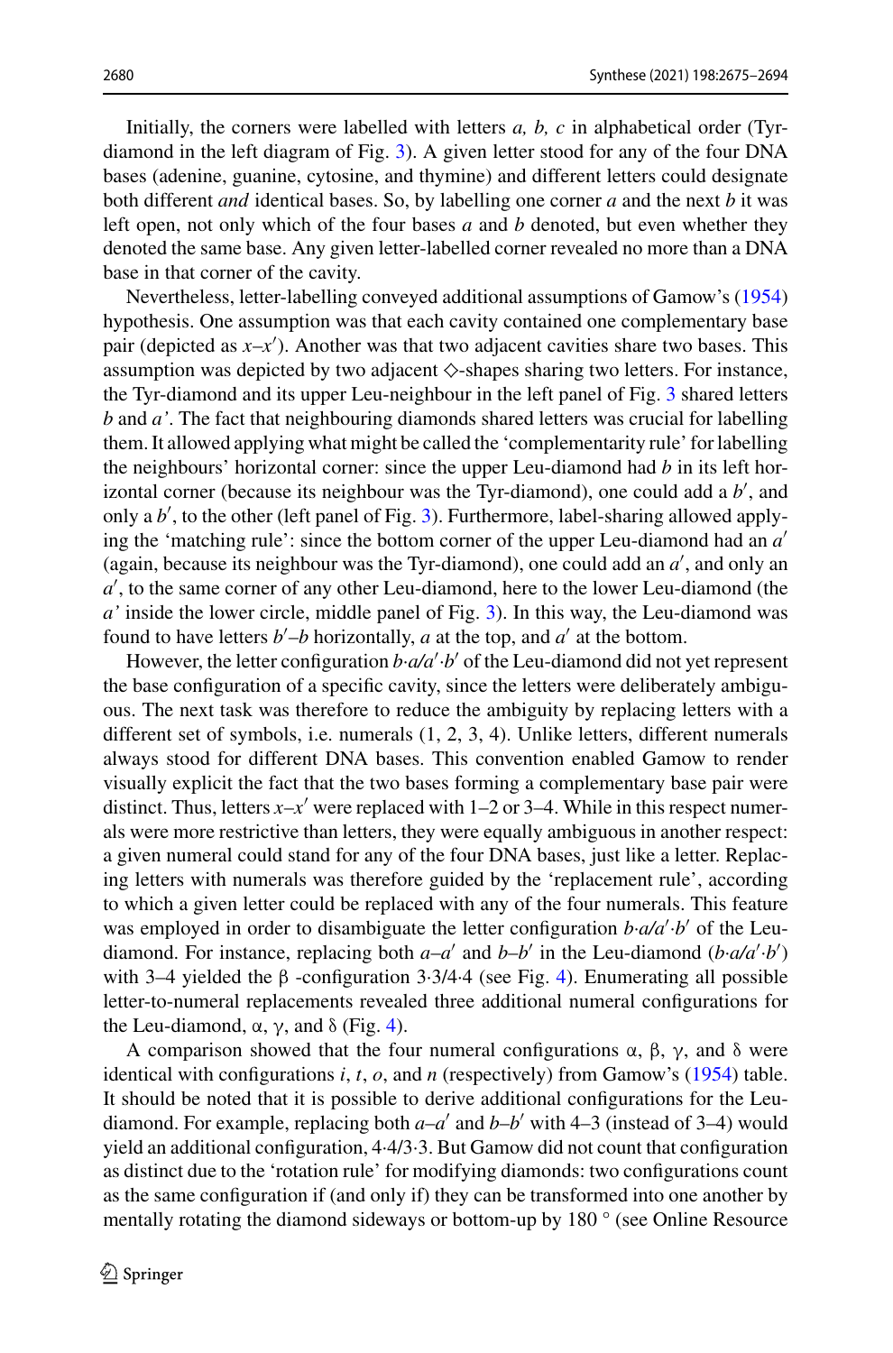Initially, the corners were labelled with letters *a, b, c* in alphabetical order (Tyr-diamond in the left diagram of Fig. 3). A given letter stood for any of the four DNA bases (adenine, guanine, cytosine, and thymine) and different letters could designate both different *and* identical bases. So, by labelling one corner *a* and the next *b* it was left open, not only which of the four bases *a* and *b* denoted, but even whether they denoted the same base. Any given letter-labelled corner revealed no more than a DNA base in that corner of the cavity.

Nevertheless, letter-labelling conveyed additional assumptions of Gamow's (1954) hypothesis. One assumption was that each cavity contained one complementary base pair (depicted as $x$–$x'$). Another was that two adjacent cavities share two bases. This assumption was depicted by two adjacent ◇-shapes sharing two letters. For instance, the Tyr-diamond and its upper Leu-neighbour in the left panel of Fig. 3 shared letters *b* and *a'*. The fact that neighbouring diamonds shared letters was crucial for labelling them. It allowed applying what might be called the 'complementarity rule' for labelling the neighbours' horizontal corner: since the upper Leu-diamond had *b* in its left horizontal corner (because its neighbour was the Tyr-diamond), one could add a $b'$, and only a $b'$, to the other (left panel of Fig. 3). Furthermore, label-sharing allowed applying the 'matching rule': since the bottom corner of the upper Leu-diamond had an $a'$ (again, because its neighbour was the Tyr-diamond), one could add an $a'$, and only an $a'$, to the same corner of any other Leu-diamond, here to the lower Leu-diamond (the *a'* inside the lower circle, middle panel of Fig. 3). In this way, the Leu-diamond was found to have letters $b'$–$b$ horizontally, *a* at the top, and $a'$ at the bottom.

However, the letter configuration $b{\cdot}a/a'{\cdot}b'$ of the Leu-diamond did not yet represent the base configuration of a specific cavity, since the letters were deliberately ambiguous. The next task was therefore to reduce the ambiguity by replacing letters with a different set of symbols, i.e. numerals (1, 2, 3, 4). Unlike letters, different numerals always stood for different DNA bases. This convention enabled Gamow to render visually explicit the fact that the two bases forming a complementary base pair were distinct. Thus, letters $x$–$x'$ were replaced with 1–2 or 3–4. While in this respect numerals were more restrictive than letters, they were equally ambiguous in another respect: a given numeral could stand for any of the four DNA bases, just like a letter. Replacing letters with numerals was therefore guided by the 'replacement rule', according to which a given letter could be replaced with any of the four numerals. This feature was employed in order to disambiguate the letter configuration $b{\cdot}a/a'{\cdot}b'$ of the Leu-diamond. For instance, replacing both $a$–$a'$ and $b$–$b'$ in the Leu-diamond ($b{\cdot}a/a'{\cdot}b'$) with 3–4 yielded the β -configuration 3·3/4·4 (see Fig. 4). Enumerating all possible letter-to-numeral replacements revealed three additional numeral configurations for the Leu-diamond, α, γ, and δ (Fig. 4).

A comparison showed that the four numeral configurations α, β, γ, and δ were identical with configurations *i*, *t*, *o*, and *n* (respectively) from Gamow's (1954) table. It should be noted that it is possible to derive additional configurations for the Leu-diamond. For example, replacing both $a$–$a'$ and $b$–$b'$ with 4–3 (instead of 3–4) would yield an additional configuration, 4·4/3·3. But Gamow did not count that configuration as distinct due to the 'rotation rule' for modifying diamonds: two configurations count as the same configuration if (and only if) they can be transformed into one another by mentally rotating the diamond sideways or bottom-up by 180 ° (see Online Resource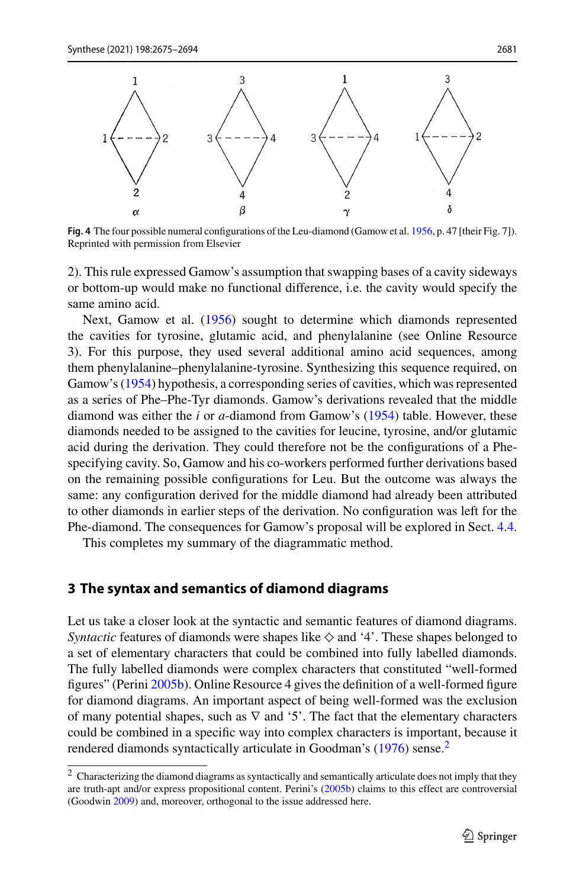Fig. 4 The four possible numeral configurations of the Leu-diamond (Gamow et al. 1956, p. 47 [their Fig. 7]). Reprinted with permission from Elsevier

2). This rule expressed Gamow's assumption that swapping bases of a cavity sideways or bottom-up would make no functional difference, i.e. the cavity would specify the same amino acid.

Next, Gamow et al. (1956) sought to determine which diamonds represented the cavities for tyrosine, glutamic acid, and phenylalanine (see Online Resource 3). For this purpose, they used several additional amino acid sequences, among them phenylalanine–phenylalanine-tyrosine. Synthesizing this sequence required, on Gamow's (1954) hypothesis, a corresponding series of cavities, which was represented as a series of Phe–Phe-Tyr diamonds. Gamow's derivations revealed that the middle diamond was either the *i* or *a*-diamond from Gamow's (1954) table. However, these diamonds needed to be assigned to the cavities for leucine, tyrosine, and/or glutamic acid during the derivation. They could therefore not be the configurations of a Phe-specifying cavity. So, Gamow and his co-workers performed further derivations based on the remaining possible configurations for Leu. But the outcome was always the same: any configuration derived for the middle diamond had already been attributed to other diamonds in earlier steps of the derivation. No configuration was left for the Phe-diamond. The consequences for Gamow's proposal will be explored in Sect. 4.4.

This completes my summary of the diagrammatic method.

## 3 The syntax and semantics of diamond diagrams

Let us take a closer look at the syntactic and semantic features of diamond diagrams. *Syntactic* features of diamonds were shapes like ◇ and '4'. These shapes belonged to a set of elementary characters that could be combined into fully labelled diamonds. The fully labelled diamonds were complex characters that constituted "well-formed figures" (Perini 2005b). Online Resource 4 gives the definition of a well-formed figure for diamond diagrams. An important aspect of being well-formed was the exclusion of many potential shapes, such as ∇ and '5'. The fact that the elementary characters could be combined in a specific way into complex characters is important, because it rendered diamonds syntactically articulate in Goodman's (1976) sense.[2]

[2] Characterizing the diamond diagrams as syntactically and semantically articulate does not imply that they are truth-apt and/or express propositional content. Perini's (2005b) claims to this effect are controversial (Goodwin 2009) and, moreover, orthogonal to the issue addressed here.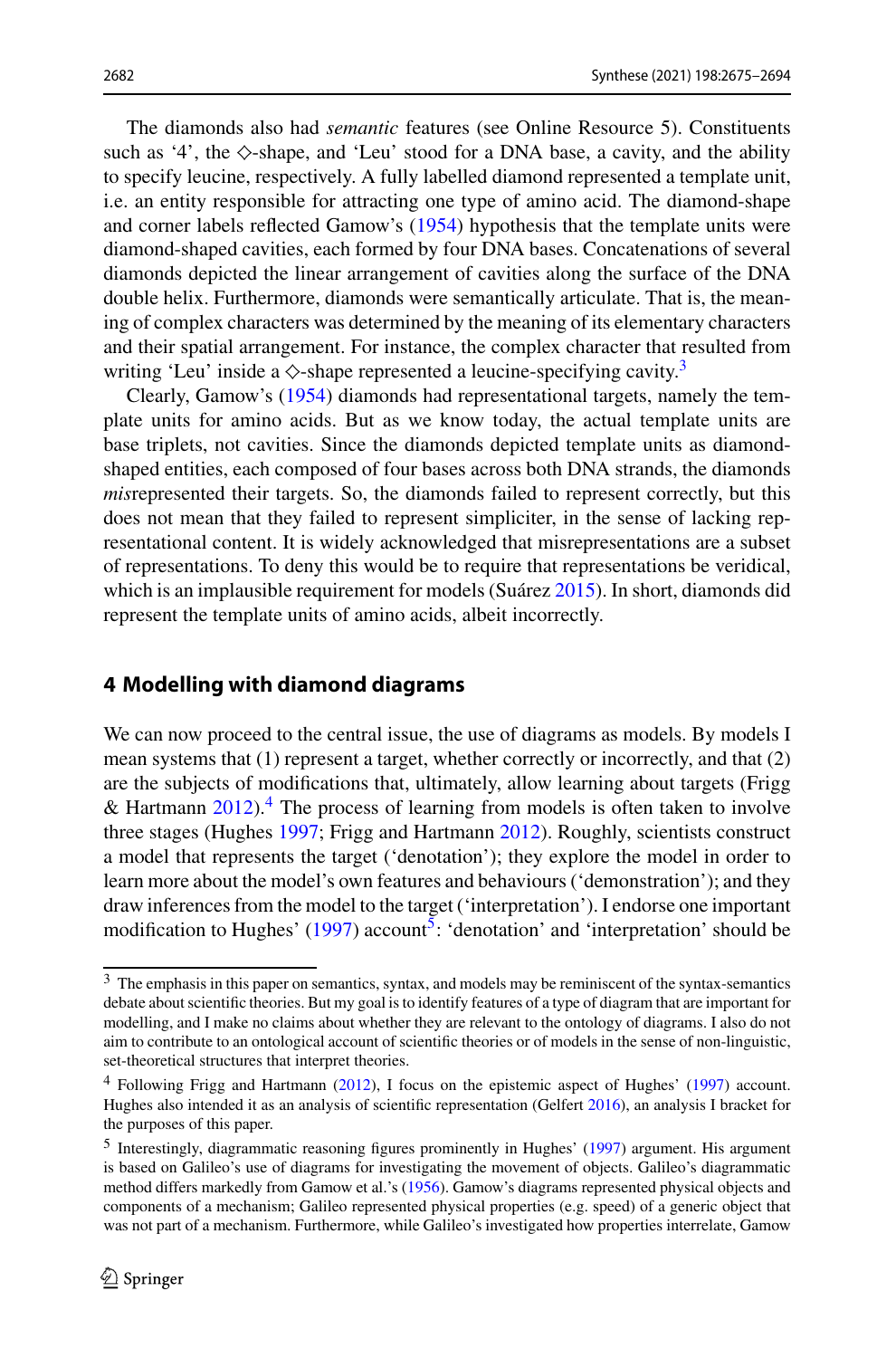The diamonds also had *semantic* features (see Online Resource 5). Constituents such as '4', the ◇-shape, and 'Leu' stood for a DNA base, a cavity, and the ability to specify leucine, respectively. A fully labelled diamond represented a template unit, i.e. an entity responsible for attracting one type of amino acid. The diamond-shape and corner labels reflected Gamow's (1954) hypothesis that the template units were diamond-shaped cavities, each formed by four DNA bases. Concatenations of several diamonds depicted the linear arrangement of cavities along the surface of the DNA double helix. Furthermore, diamonds were semantically articulate. That is, the meaning of complex characters was determined by the meaning of its elementary characters and their spatial arrangement. For instance, the complex character that resulted from writing 'Leu' inside a ◇-shape represented a leucine-specifying cavity.[3]

Clearly, Gamow's (1954) diamonds had representational targets, namely the template units for amino acids. But as we know today, the actual template units are base triplets, not cavities. Since the diamonds depicted template units as diamond-shaped entities, each composed of four bases across both DNA strands, the diamonds *mis*represented their targets. So, the diamonds failed to represent correctly, but this does not mean that they failed to represent simpliciter, in the sense of lacking representational content. It is widely acknowledged that misrepresentations are a subset of representations. To deny this would be to require that representations be veridical, which is an implausible requirement for models (Suárez 2015). In short, diamonds did represent the template units of amino acids, albeit incorrectly.

## 4 Modelling with diamond diagrams

We can now proceed to the central issue, the use of diagrams as models. By models I mean systems that (1) represent a target, whether correctly or incorrectly, and that (2) are the subjects of modifications that, ultimately, allow learning about targets (Frigg & Hartmann 2012).[4] The process of learning from models is often taken to involve three stages (Hughes 1997; Frigg and Hartmann 2012). Roughly, scientists construct a model that represents the target ('denotation'); they explore the model in order to learn more about the model's own features and behaviours ('demonstration'); and they draw inferences from the model to the target ('interpretation'). I endorse one important modification to Hughes' (1997) account[5]: 'denotation' and 'interpretation' should be

[3] The emphasis in this paper on semantics, syntax, and models may be reminiscent of the syntax-semantics debate about scientific theories. But my goal is to identify features of a type of diagram that are important for modelling, and I make no claims about whether they are relevant to the ontology of diagrams. I also do not aim to contribute to an ontological account of scientific theories or of models in the sense of non-linguistic, set-theoretical structures that interpret theories.

[4] Following Frigg and Hartmann (2012), I focus on the epistemic aspect of Hughes' (1997) account. Hughes also intended it as an analysis of scientific representation (Gelfert 2016), an analysis I bracket for the purposes of this paper.

[5] Interestingly, diagrammatic reasoning figures prominently in Hughes' (1997) argument. His argument is based on Galileo's use of diagrams for investigating the movement of objects. Galileo's diagrammatic method differs markedly from Gamow et al.'s (1956). Gamow's diagrams represented physical objects and components of a mechanism; Galileo represented physical properties (e.g. speed) of a generic object that was not part of a mechanism. Furthermore, while Galileo's investigated how properties interrelate, Gamow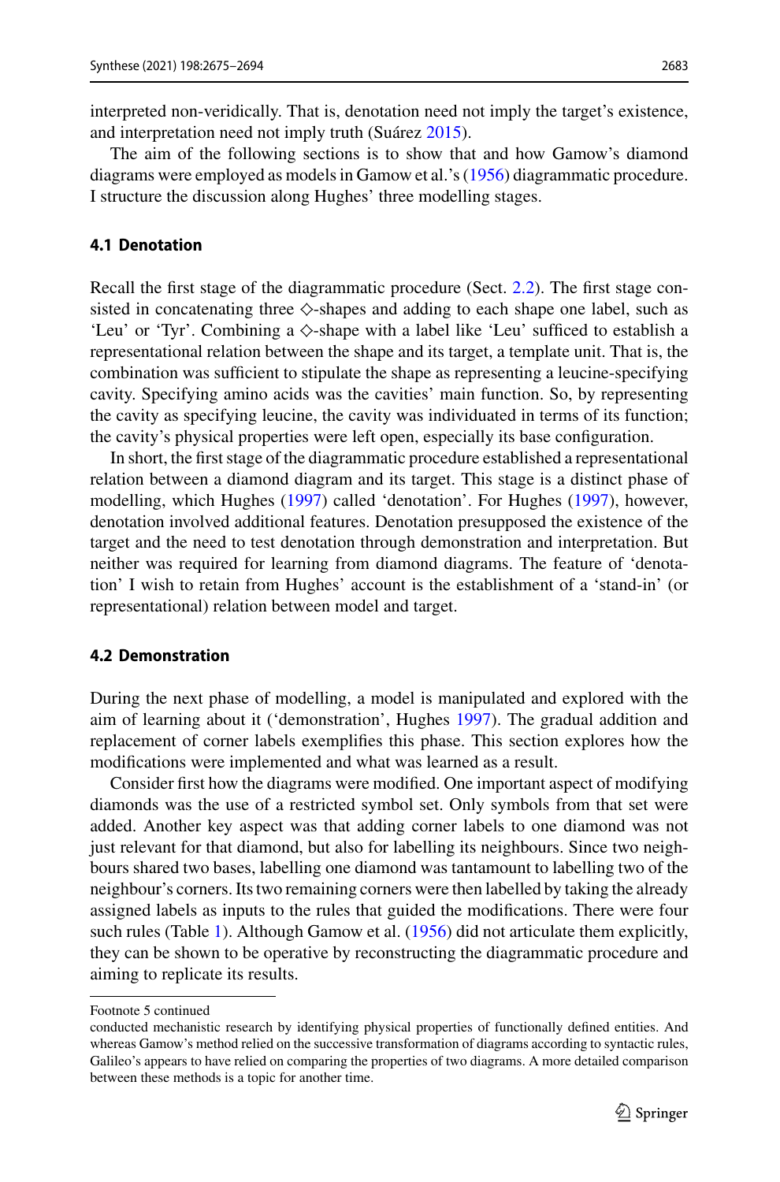interpreted non-veridically. That is, denotation need not imply the target's existence, and interpretation need not imply truth (Suárez 2015).

The aim of the following sections is to show that and how Gamow's diamond diagrams were employed as models in Gamow et al.'s (1956) diagrammatic procedure. I structure the discussion along Hughes' three modelling stages.

### 4.1 Denotation

Recall the first stage of the diagrammatic procedure (Sect. 2.2). The first stage consisted in concatenating three ◇-shapes and adding to each shape one label, such as 'Leu' or 'Tyr'. Combining a ◇-shape with a label like 'Leu' sufficed to establish a representational relation between the shape and its target, a template unit. That is, the combination was sufficient to stipulate the shape as representing a leucine-specifying cavity. Specifying amino acids was the cavities' main function. So, by representing the cavity as specifying leucine, the cavity was individuated in terms of its function; the cavity's physical properties were left open, especially its base configuration.

In short, the first stage of the diagrammatic procedure established a representational relation between a diamond diagram and its target. This stage is a distinct phase of modelling, which Hughes (1997) called 'denotation'. For Hughes (1997), however, denotation involved additional features. Denotation presupposed the existence of the target and the need to test denotation through demonstration and interpretation. But neither was required for learning from diamond diagrams. The feature of 'denotation' I wish to retain from Hughes' account is the establishment of a 'stand-in' (or representational) relation between model and target.

### 4.2 Demonstration

During the next phase of modelling, a model is manipulated and explored with the aim of learning about it ('demonstration', Hughes 1997). The gradual addition and replacement of corner labels exemplifies this phase. This section explores how the modifications were implemented and what was learned as a result.

Consider first how the diagrams were modified. One important aspect of modifying diamonds was the use of a restricted symbol set. Only symbols from that set were added. Another key aspect was that adding corner labels to one diamond was not just relevant for that diamond, but also for labelling its neighbours. Since two neighbours shared two bases, labelling one diamond was tantamount to labelling two of the neighbour's corners. Its two remaining corners were then labelled by taking the already assigned labels as inputs to the rules that guided the modifications. There were four such rules (Table 1). Although Gamow et al. (1956) did not articulate them explicitly, they can be shown to be operative by reconstructing the diagrammatic procedure and aiming to replicate its results.

---

Footnote 5 continued
conducted mechanistic research by identifying physical properties of functionally defined entities. And whereas Gamow's method relied on the successive transformation of diagrams according to syntactic rules, Galileo's appears to have relied on comparing the properties of two diagrams. A more detailed comparison between these methods is a topic for another time.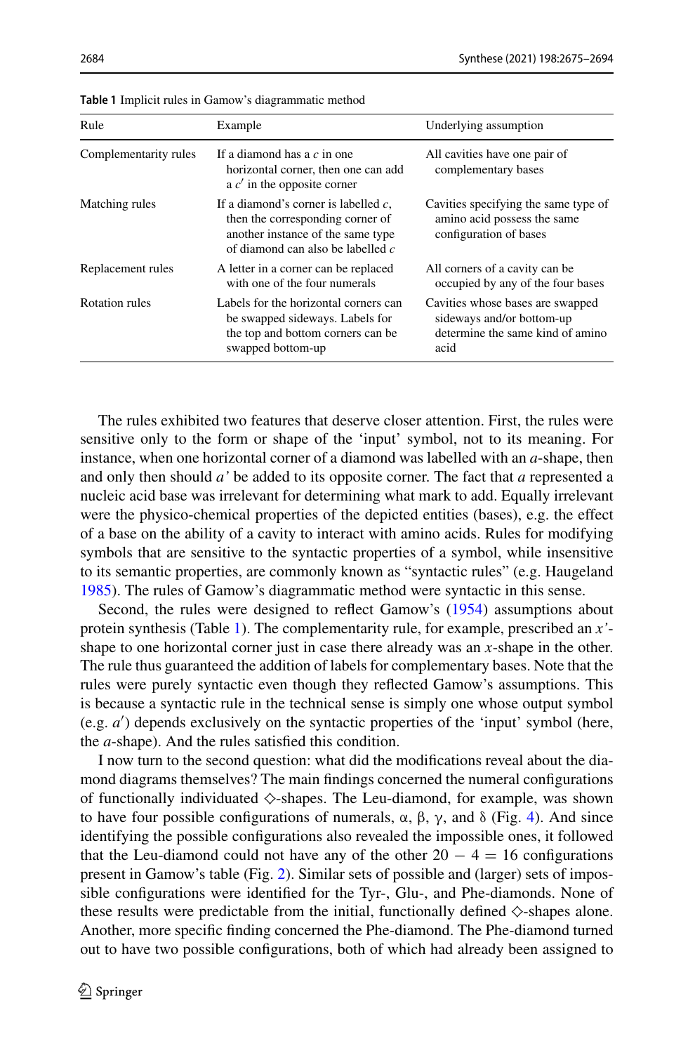**Table 1** Implicit rules in Gamow's diagrammatic method

| Rule | Example | Underlying assumption |
|---|---|---|
| Complementarity rules | If a diamond has a *c* in one horizontal corner, then one can add a $c'$ in the opposite corner | All cavities have one pair of complementary bases |
| Matching rules | If a diamond's corner is labelled *c*, then the corresponding corner of another instance of the same type of diamond can also be labelled *c* | Cavities specifying the same type of amino acid possess the same configuration of bases |
| Replacement rules | A letter in a corner can be replaced with one of the four numerals | All corners of a cavity can be occupied by any of the four bases |
| Rotation rules | Labels for the horizontal corners can be swapped sideways. Labels for the top and bottom corners can be swapped bottom-up | Cavities whose bases are swapped sideways and/or bottom-up determine the same kind of amino acid |

The rules exhibited two features that deserve closer attention. First, the rules were sensitive only to the form or shape of the 'input' symbol, not to its meaning. For instance, when one horizontal corner of a diamond was labelled with an *a*-shape, then and only then should *a'* be added to its opposite corner. The fact that *a* represented a nucleic acid base was irrelevant for determining what mark to add. Equally irrelevant were the physico-chemical properties of the depicted entities (bases), e.g. the effect of a base on the ability of a cavity to interact with amino acids. Rules for modifying symbols that are sensitive to the syntactic properties of a symbol, while insensitive to its semantic properties, are commonly known as "syntactic rules" (e.g. Haugeland 1985). The rules of Gamow's diagrammatic method were syntactic in this sense.

Second, the rules were designed to reflect Gamow's (1954) assumptions about protein synthesis (Table 1). The complementarity rule, for example, prescribed an *x'*-shape to one horizontal corner just in case there already was an *x*-shape in the other. The rule thus guaranteed the addition of labels for complementary bases. Note that the rules were purely syntactic even though they reflected Gamow's assumptions. This is because a syntactic rule in the technical sense is simply one whose output symbol (e.g. $a'$) depends exclusively on the syntactic properties of the 'input' symbol (here, the *a*-shape). And the rules satisfied this condition.

I now turn to the second question: what did the modifications reveal about the diamond diagrams themselves? The main findings concerned the numeral configurations of functionally individuated ◇-shapes. The Leu-diamond, for example, was shown to have four possible configurations of numerals, α, β, γ, and δ (Fig. 4). And since identifying the possible configurations also revealed the impossible ones, it followed that the Leu-diamond could not have any of the other $20 - 4 = 16$ configurations present in Gamow's table (Fig. 2). Similar sets of possible and (larger) sets of impossible configurations were identified for the Tyr-, Glu-, and Phe-diamonds. None of these results were predictable from the initial, functionally defined ◇-shapes alone. Another, more specific finding concerned the Phe-diamond. The Phe-diamond turned out to have two possible configurations, both of which had already been assigned to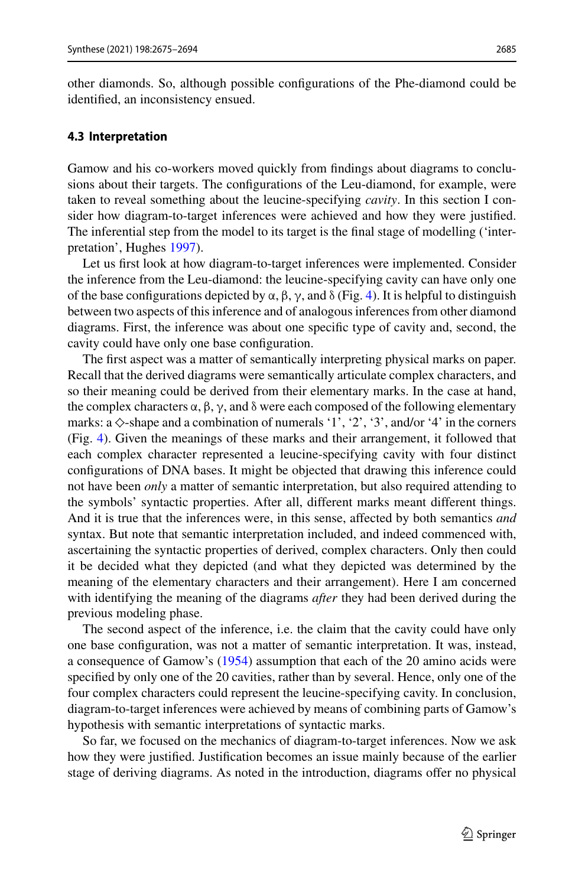other diamonds. So, although possible configurations of the Phe-diamond could be identified, an inconsistency ensued.

### 4.3 Interpretation

Gamow and his co-workers moved quickly from findings about diagrams to conclusions about their targets. The configurations of the Leu-diamond, for example, were taken to reveal something about the leucine-specifying *cavity*. In this section I consider how diagram-to-target inferences were achieved and how they were justified. The inferential step from the model to its target is the final stage of modelling ('interpretation', Hughes 1997).

Let us first look at how diagram-to-target inferences were implemented. Consider the inference from the Leu-diamond: the leucine-specifying cavity can have only one of the base configurations depicted by α, β, γ, and δ (Fig. 4). It is helpful to distinguish between two aspects of this inference and of analogous inferences from other diamond diagrams. First, the inference was about one specific type of cavity and, second, the cavity could have only one base configuration.

The first aspect was a matter of semantically interpreting physical marks on paper. Recall that the derived diagrams were semantically articulate complex characters, and so their meaning could be derived from their elementary marks. In the case at hand, the complex characters α, β, γ, and δ were each composed of the following elementary marks: a ◇-shape and a combination of numerals '1', '2', '3', and/or '4' in the corners (Fig. 4). Given the meanings of these marks and their arrangement, it followed that each complex character represented a leucine-specifying cavity with four distinct configurations of DNA bases. It might be objected that drawing this inference could not have been *only* a matter of semantic interpretation, but also required attending to the symbols' syntactic properties. After all, different marks meant different things. And it is true that the inferences were, in this sense, affected by both semantics *and* syntax. But note that semantic interpretation included, and indeed commenced with, ascertaining the syntactic properties of derived, complex characters. Only then could it be decided what they depicted (and what they depicted was determined by the meaning of the elementary characters and their arrangement). Here I am concerned with identifying the meaning of the diagrams *after* they had been derived during the previous modeling phase.

The second aspect of the inference, i.e. the claim that the cavity could have only one base configuration, was not a matter of semantic interpretation. It was, instead, a consequence of Gamow's (1954) assumption that each of the 20 amino acids were specified by only one of the 20 cavities, rather than by several. Hence, only one of the four complex characters could represent the leucine-specifying cavity. In conclusion, diagram-to-target inferences were achieved by means of combining parts of Gamow's hypothesis with semantic interpretations of syntactic marks.

So far, we focused on the mechanics of diagram-to-target inferences. Now we ask how they were justified. Justification becomes an issue mainly because of the earlier stage of deriving diagrams. As noted in the introduction, diagrams offer no physical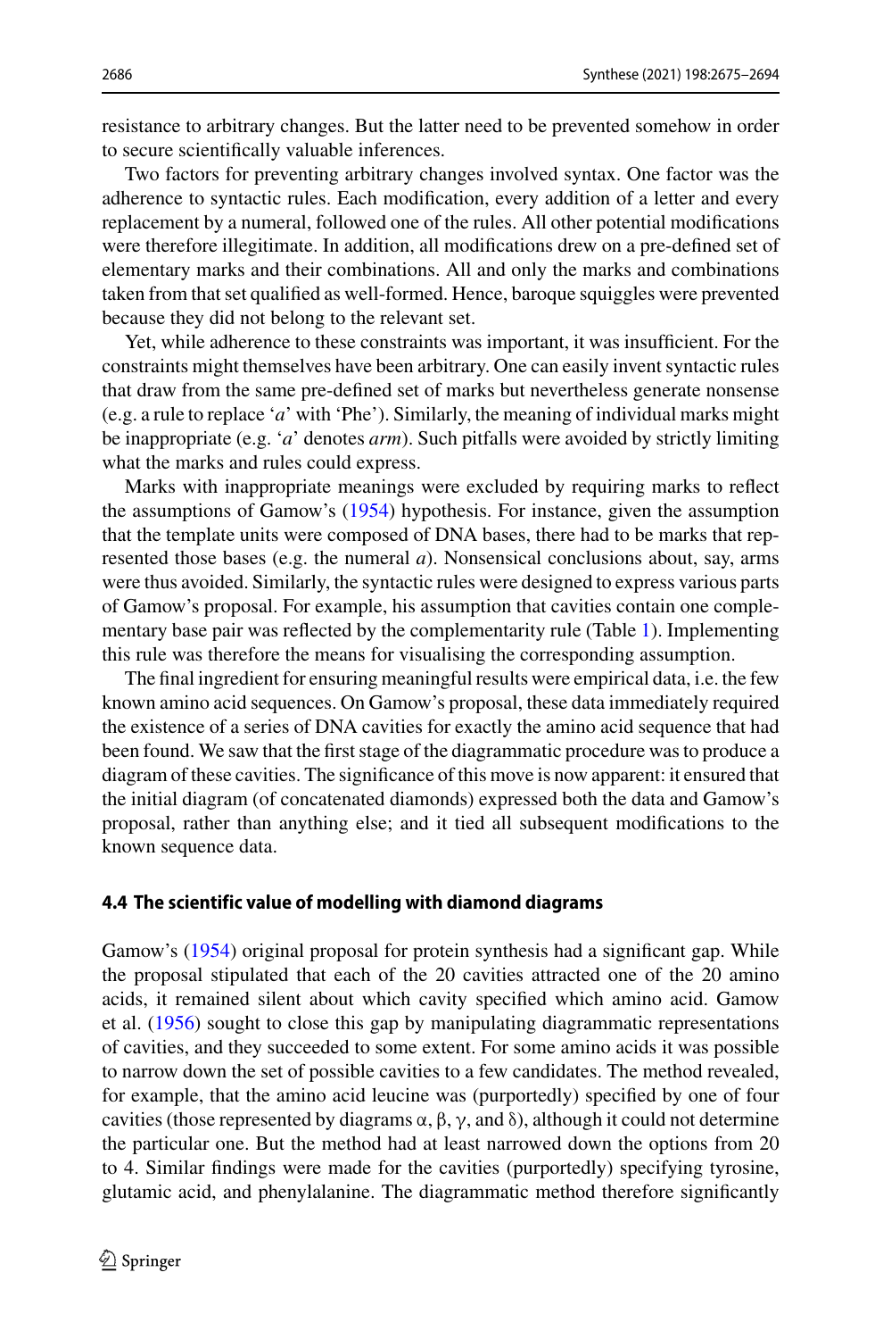resistance to arbitrary changes. But the latter need to be prevented somehow in order to secure scientifically valuable inferences.

Two factors for preventing arbitrary changes involved syntax. One factor was the adherence to syntactic rules. Each modification, every addition of a letter and every replacement by a numeral, followed one of the rules. All other potential modifications were therefore illegitimate. In addition, all modifications drew on a pre-defined set of elementary marks and their combinations. All and only the marks and combinations taken from that set qualified as well-formed. Hence, baroque squiggles were prevented because they did not belong to the relevant set.

Yet, while adherence to these constraints was important, it was insufficient. For the constraints might themselves have been arbitrary. One can easily invent syntactic rules that draw from the same pre-defined set of marks but nevertheless generate nonsense (e.g. a rule to replace '*a*' with 'Phe'). Similarly, the meaning of individual marks might be inappropriate (e.g. '*a*' denotes *arm*). Such pitfalls were avoided by strictly limiting what the marks and rules could express.

Marks with inappropriate meanings were excluded by requiring marks to reflect the assumptions of Gamow's (1954) hypothesis. For instance, given the assumption that the template units were composed of DNA bases, there had to be marks that represented those bases (e.g. the numeral *a*). Nonsensical conclusions about, say, arms were thus avoided. Similarly, the syntactic rules were designed to express various parts of Gamow's proposal. For example, his assumption that cavities contain one complementary base pair was reflected by the complementarity rule (Table 1). Implementing this rule was therefore the means for visualising the corresponding assumption.

The final ingredient for ensuring meaningful results were empirical data, i.e. the few known amino acid sequences. On Gamow's proposal, these data immediately required the existence of a series of DNA cavities for exactly the amino acid sequence that had been found. We saw that the first stage of the diagrammatic procedure was to produce a diagram of these cavities. The significance of this move is now apparent: it ensured that the initial diagram (of concatenated diamonds) expressed both the data and Gamow's proposal, rather than anything else; and it tied all subsequent modifications to the known sequence data.

### 4.4 The scientific value of modelling with diamond diagrams

Gamow's (1954) original proposal for protein synthesis had a significant gap. While the proposal stipulated that each of the 20 cavities attracted one of the 20 amino acids, it remained silent about which cavity specified which amino acid. Gamow et al. (1956) sought to close this gap by manipulating diagrammatic representations of cavities, and they succeeded to some extent. For some amino acids it was possible to narrow down the set of possible cavities to a few candidates. The method revealed, for example, that the amino acid leucine was (purportedly) specified by one of four cavities (those represented by diagrams $\alpha$, $\beta$, $\gamma$, and $\delta$), although it could not determine the particular one. But the method had at least narrowed down the options from 20 to 4. Similar findings were made for the cavities (purportedly) specifying tyrosine, glutamic acid, and phenylalanine. The diagrammatic method therefore significantly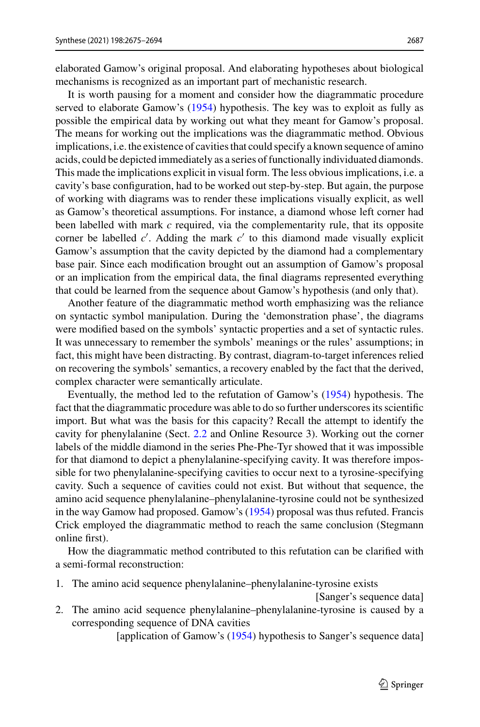elaborated Gamow's original proposal. And elaborating hypotheses about biological mechanisms is recognized as an important part of mechanistic research.

It is worth pausing for a moment and consider how the diagrammatic procedure served to elaborate Gamow's (1954) hypothesis. The key was to exploit as fully as possible the empirical data by working out what they meant for Gamow's proposal. The means for working out the implications was the diagrammatic method. Obvious implications, i.e. the existence of cavities that could specify a known sequence of amino acids, could be depicted immediately as a series of functionally individuated diamonds. This made the implications explicit in visual form. The less obvious implications, i.e. a cavity's base configuration, had to be worked out step-by-step. But again, the purpose of working with diagrams was to render these implications visually explicit, as well as Gamow's theoretical assumptions. For instance, a diamond whose left corner had been labelled with mark $c$ required, via the complementarity rule, that its opposite corner be labelled $c'$. Adding the mark $c'$ to this diamond made visually explicit Gamow's assumption that the cavity depicted by the diamond had a complementary base pair. Since each modification brought out an assumption of Gamow's proposal or an implication from the empirical data, the final diagrams represented everything that could be learned from the sequence about Gamow's hypothesis (and only that).

Another feature of the diagrammatic method worth emphasizing was the reliance on syntactic symbol manipulation. During the 'demonstration phase', the diagrams were modified based on the symbols' syntactic properties and a set of syntactic rules. It was unnecessary to remember the symbols' meanings or the rules' assumptions; in fact, this might have been distracting. By contrast, diagram-to-target inferences relied on recovering the symbols' semantics, a recovery enabled by the fact that the derived, complex character were semantically articulate.

Eventually, the method led to the refutation of Gamow's (1954) hypothesis. The fact that the diagrammatic procedure was able to do so further underscores its scientific import. But what was the basis for this capacity? Recall the attempt to identify the cavity for phenylalanine (Sect. 2.2 and Online Resource 3). Working out the corner labels of the middle diamond in the series Phe-Phe-Tyr showed that it was impossible for that diamond to depict a phenylalanine-specifying cavity. It was therefore impossible for two phenylalanine-specifying cavities to occur next to a tyrosine-specifying cavity. Such a sequence of cavities could not exist. But without that sequence, the amino acid sequence phenylalanine–phenylalanine-tyrosine could not be synthesized in the way Gamow had proposed. Gamow's (1954) proposal was thus refuted. Francis Crick employed the diagrammatic method to reach the same conclusion (Stegmann online first).

How the diagrammatic method contributed to this refutation can be clarified with a semi-formal reconstruction:

1. The amino acid sequence phenylalanine–phenylalanine-tyrosine exists
   [Sanger's sequence data]
2. The amino acid sequence phenylalanine–phenylalanine-tyrosine is caused by a corresponding sequence of DNA cavities
   [application of Gamow's (1954) hypothesis to Sanger's sequence data]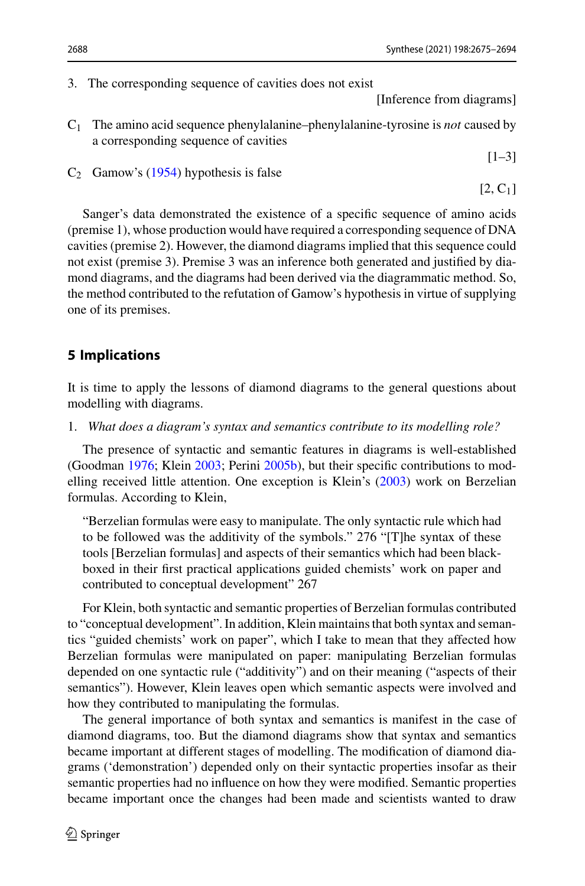3. The corresponding sequence of cavities does not exist

   [Inference from diagrams]

$C_1$ The amino acid sequence phenylalanine–phenylalanine-tyrosine is *not* caused by a corresponding sequence of cavities

   [1–3]

$C_2$ Gamow's (1954) hypothesis is false

   [2, $C_1$]

Sanger's data demonstrated the existence of a specific sequence of amino acids (premise 1), whose production would have required a corresponding sequence of DNA cavities (premise 2). However, the diamond diagrams implied that this sequence could not exist (premise 3). Premise 3 was an inference both generated and justified by diamond diagrams, and the diagrams had been derived via the diagrammatic method. So, the method contributed to the refutation of Gamow's hypothesis in virtue of supplying one of its premises.

## 5 Implications

It is time to apply the lessons of diamond diagrams to the general questions about modelling with diagrams.

1. *What does a diagram's syntax and semantics contribute to its modelling role?*

The presence of syntactic and semantic features in diagrams is well-established (Goodman 1976; Klein 2003; Perini 2005b), but their specific contributions to modelling received little attention. One exception is Klein's (2003) work on Berzelian formulas. According to Klein,

> "Berzelian formulas were easy to manipulate. The only syntactic rule which had to be followed was the additivity of the symbols." 276 "[T]he syntax of these tools [Berzelian formulas] and aspects of their semantics which had been black-boxed in their first practical applications guided chemists' work on paper and contributed to conceptual development" 267

For Klein, both syntactic and semantic properties of Berzelian formulas contributed to "conceptual development". In addition, Klein maintains that both syntax and semantics "guided chemists' work on paper", which I take to mean that they affected how Berzelian formulas were manipulated on paper: manipulating Berzelian formulas depended on one syntactic rule ("additivity") and on their meaning ("aspects of their semantics"). However, Klein leaves open which semantic aspects were involved and how they contributed to manipulating the formulas.

The general importance of both syntax and semantics is manifest in the case of diamond diagrams, too. But the diamond diagrams show that syntax and semantics became important at different stages of modelling. The modification of diamond diagrams ('demonstration') depended only on their syntactic properties insofar as their semantic properties had no influence on how they were modified. Semantic properties became important once the changes had been made and scientists wanted to draw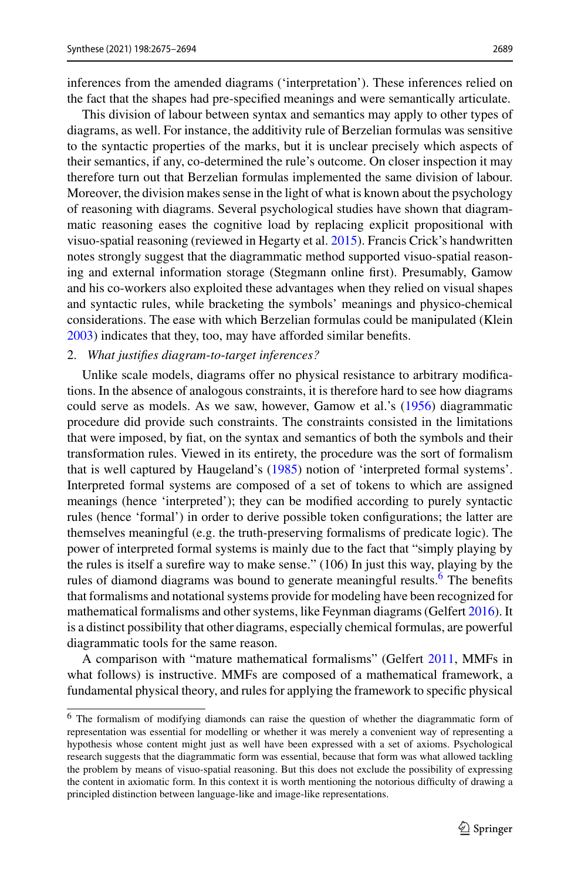inferences from the amended diagrams ('interpretation'). These inferences relied on the fact that the shapes had pre-specified meanings and were semantically articulate.

This division of labour between syntax and semantics may apply to other types of diagrams, as well. For instance, the additivity rule of Berzelian formulas was sensitive to the syntactic properties of the marks, but it is unclear precisely which aspects of their semantics, if any, co-determined the rule's outcome. On closer inspection it may therefore turn out that Berzelian formulas implemented the same division of labour. Moreover, the division makes sense in the light of what is known about the psychology of reasoning with diagrams. Several psychological studies have shown that diagrammatic reasoning eases the cognitive load by replacing explicit propositional with visuo-spatial reasoning (reviewed in Hegarty et al. 2015). Francis Crick's handwritten notes strongly suggest that the diagrammatic method supported visuo-spatial reasoning and external information storage (Stegmann online first). Presumably, Gamow and his co-workers also exploited these advantages when they relied on visual shapes and syntactic rules, while bracketing the symbols' meanings and physico-chemical considerations. The ease with which Berzelian formulas could be manipulated (Klein 2003) indicates that they, too, may have afforded similar benefits.

2. *What justifies diagram-to-target inferences?*

Unlike scale models, diagrams offer no physical resistance to arbitrary modifications. In the absence of analogous constraints, it is therefore hard to see how diagrams could serve as models. As we saw, however, Gamow et al.'s (1956) diagrammatic procedure did provide such constraints. The constraints consisted in the limitations that were imposed, by fiat, on the syntax and semantics of both the symbols and their transformation rules. Viewed in its entirety, the procedure was the sort of formalism that is well captured by Haugeland's (1985) notion of 'interpreted formal systems'. Interpreted formal systems are composed of a set of tokens to which are assigned meanings (hence 'interpreted'); they can be modified according to purely syntactic rules (hence 'formal') in order to derive possible token configurations; the latter are themselves meaningful (e.g. the truth-preserving formalisms of predicate logic). The power of interpreted formal systems is mainly due to the fact that "simply playing by the rules is itself a surefire way to make sense." (106) In just this way, playing by the rules of diamond diagrams was bound to generate meaningful results.[6] The benefits that formalisms and notational systems provide for modeling have been recognized for mathematical formalisms and other systems, like Feynman diagrams (Gelfert 2016). It is a distinct possibility that other diagrams, especially chemical formulas, are powerful diagrammatic tools for the same reason.

A comparison with "mature mathematical formalisms" (Gelfert 2011, MMFs in what follows) is instructive. MMFs are composed of a mathematical framework, a fundamental physical theory, and rules for applying the framework to specific physical

[6] The formalism of modifying diamonds can raise the question of whether the diagrammatic form of representation was essential for modelling or whether it was merely a convenient way of representing a hypothesis whose content might just as well have been expressed with a set of axioms. Psychological research suggests that the diagrammatic form was essential, because that form was what allowed tackling the problem by means of visuo-spatial reasoning. But this does not exclude the possibility of expressing the content in axiomatic form. In this context it is worth mentioning the notorious difficulty of drawing a principled distinction between language-like and image-like representations.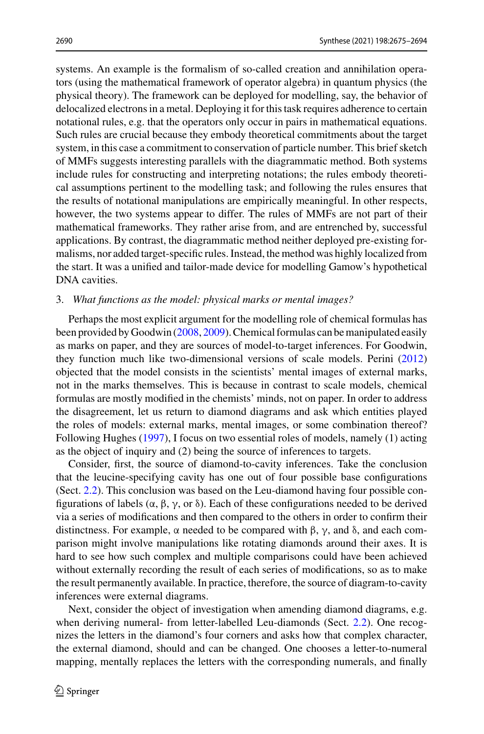systems. An example is the formalism of so-called creation and annihilation operators (using the mathematical framework of operator algebra) in quantum physics (the physical theory). The framework can be deployed for modelling, say, the behavior of delocalized electrons in a metal. Deploying it for this task requires adherence to certain notational rules, e.g. that the operators only occur in pairs in mathematical equations. Such rules are crucial because they embody theoretical commitments about the target system, in this case a commitment to conservation of particle number. This brief sketch of MMFs suggests interesting parallels with the diagrammatic method. Both systems include rules for constructing and interpreting notations; the rules embody theoretical assumptions pertinent to the modelling task; and following the rules ensures that the results of notational manipulations are empirically meaningful. In other respects, however, the two systems appear to differ. The rules of MMFs are not part of their mathematical frameworks. They rather arise from, and are entrenched by, successful applications. By contrast, the diagrammatic method neither deployed pre-existing formalisms, nor added target-specific rules. Instead, the method was highly localized from the start. It was a unified and tailor-made device for modelling Gamow's hypothetical DNA cavities.

3. *What functions as the model: physical marks or mental images?*

Perhaps the most explicit argument for the modelling role of chemical formulas has been provided by Goodwin (2008, 2009). Chemical formulas can be manipulated easily as marks on paper, and they are sources of model-to-target inferences. For Goodwin, they function much like two-dimensional versions of scale models. Perini (2012) objected that the model consists in the scientists' mental images of external marks, not in the marks themselves. This is because in contrast to scale models, chemical formulas are mostly modified in the chemists' minds, not on paper. In order to address the disagreement, let us return to diamond diagrams and ask which entities played the roles of models: external marks, mental images, or some combination thereof? Following Hughes (1997), I focus on two essential roles of models, namely (1) acting as the object of inquiry and (2) being the source of inferences to targets.

Consider, first, the source of diamond-to-cavity inferences. Take the conclusion that the leucine-specifying cavity has one out of four possible base configurations (Sect. 2.2). This conclusion was based on the Leu-diamond having four possible configurations of labels (α, β, γ, or δ). Each of these configurations needed to be derived via a series of modifications and then compared to the others in order to confirm their distinctness. For example, α needed to be compared with β, γ, and δ, and each comparison might involve manipulations like rotating diamonds around their axes. It is hard to see how such complex and multiple comparisons could have been achieved without externally recording the result of each series of modifications, so as to make the result permanently available. In practice, therefore, the source of diagram-to-cavity inferences were external diagrams.

Next, consider the object of investigation when amending diamond diagrams, e.g. when deriving numeral- from letter-labelled Leu-diamonds (Sect. 2.2). One recognizes the letters in the diamond's four corners and asks how that complex character, the external diamond, should and can be changed. One chooses a letter-to-numeral mapping, mentally replaces the letters with the corresponding numerals, and finally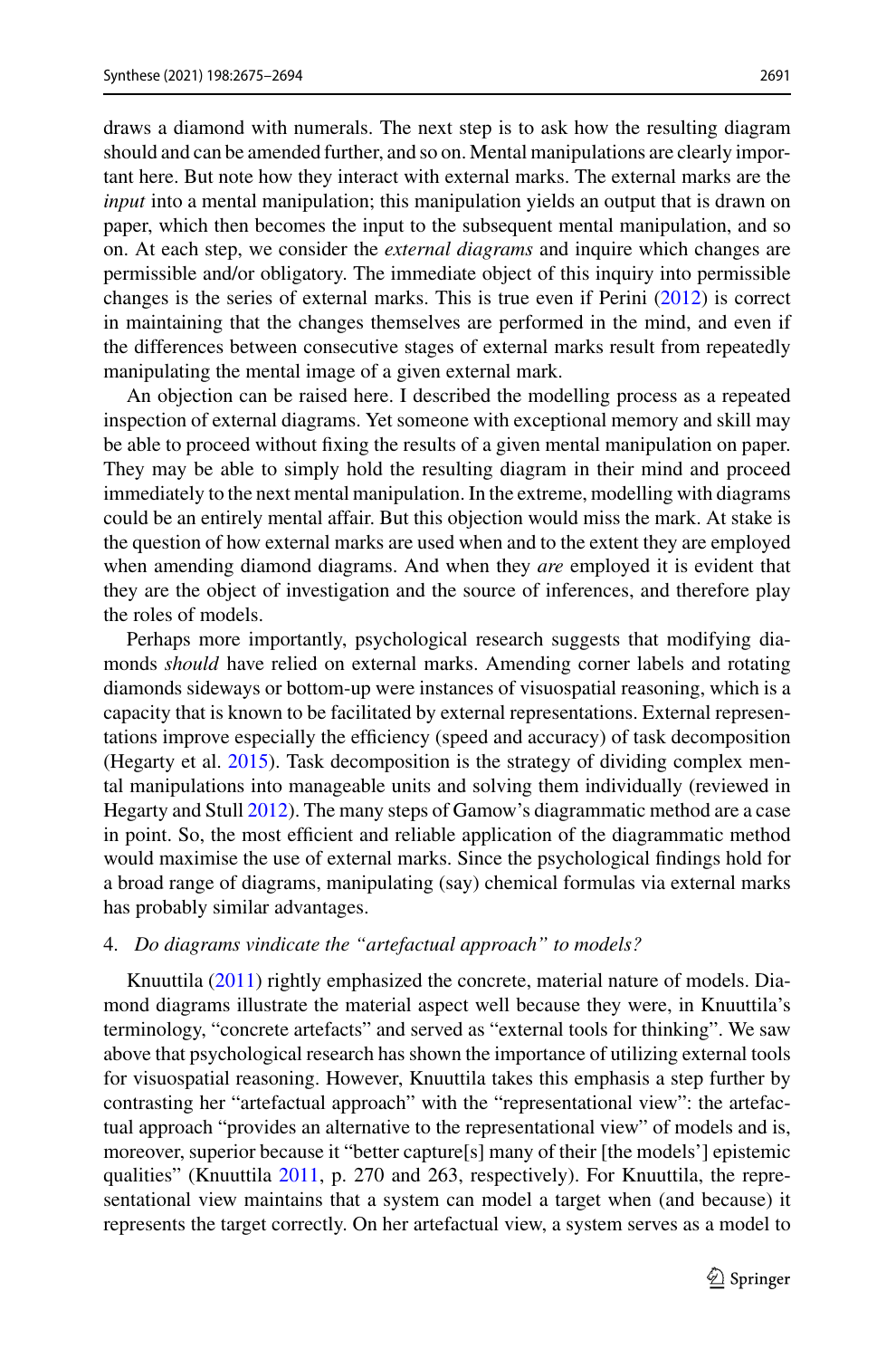draws a diamond with numerals. The next step is to ask how the resulting diagram should and can be amended further, and so on. Mental manipulations are clearly important here. But note how they interact with external marks. The external marks are the *input* into a mental manipulation; this manipulation yields an output that is drawn on paper, which then becomes the input to the subsequent mental manipulation, and so on. At each step, we consider the *external diagrams* and inquire which changes are permissible and/or obligatory. The immediate object of this inquiry into permissible changes is the series of external marks. This is true even if Perini (2012) is correct in maintaining that the changes themselves are performed in the mind, and even if the differences between consecutive stages of external marks result from repeatedly manipulating the mental image of a given external mark.

An objection can be raised here. I described the modelling process as a repeated inspection of external diagrams. Yet someone with exceptional memory and skill may be able to proceed without fixing the results of a given mental manipulation on paper. They may be able to simply hold the resulting diagram in their mind and proceed immediately to the next mental manipulation. In the extreme, modelling with diagrams could be an entirely mental affair. But this objection would miss the mark. At stake is the question of how external marks are used when and to the extent they are employed when amending diamond diagrams. And when they *are* employed it is evident that they are the object of investigation and the source of inferences, and therefore play the roles of models.

Perhaps more importantly, psychological research suggests that modifying diamonds *should* have relied on external marks. Amending corner labels and rotating diamonds sideways or bottom-up were instances of visuospatial reasoning, which is a capacity that is known to be facilitated by external representations. External representations improve especially the efficiency (speed and accuracy) of task decomposition (Hegarty et al. 2015). Task decomposition is the strategy of dividing complex mental manipulations into manageable units and solving them individually (reviewed in Hegarty and Stull 2012). The many steps of Gamow's diagrammatic method are a case in point. So, the most efficient and reliable application of the diagrammatic method would maximise the use of external marks. Since the psychological findings hold for a broad range of diagrams, manipulating (say) chemical formulas via external marks has probably similar advantages.

4. *Do diagrams vindicate the "artefactual approach" to models?*

Knuuttila (2011) rightly emphasized the concrete, material nature of models. Diamond diagrams illustrate the material aspect well because they were, in Knuuttila's terminology, "concrete artefacts" and served as "external tools for thinking". We saw above that psychological research has shown the importance of utilizing external tools for visuospatial reasoning. However, Knuuttila takes this emphasis a step further by contrasting her "artefactual approach" with the "representational view": the artefactual approach "provides an alternative to the representational view" of models and is, moreover, superior because it "better capture[s] many of their [the models'] epistemic qualities" (Knuuttila 2011, p. 270 and 263, respectively). For Knuuttila, the representational view maintains that a system can model a target when (and because) it represents the target correctly. On her artefactual view, a system serves as a model to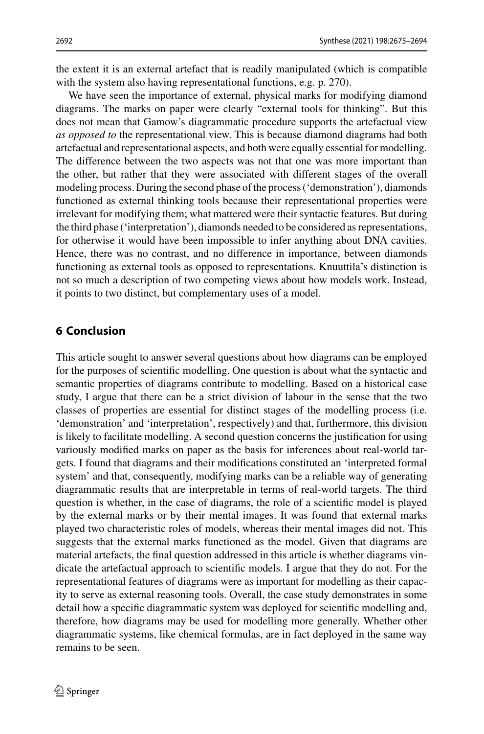the extent it is an external artefact that is readily manipulated (which is compatible with the system also having representational functions, e.g. p. 270).

We have seen the importance of external, physical marks for modifying diamond diagrams. The marks on paper were clearly "external tools for thinking". But this does not mean that Gamow's diagrammatic procedure supports the artefactual view *as opposed to* the representational view. This is because diamond diagrams had both artefactual and representational aspects, and both were equally essential for modelling. The difference between the two aspects was not that one was more important than the other, but rather that they were associated with different stages of the overall modeling process. During the second phase of the process ('demonstration'), diamonds functioned as external thinking tools because their representational properties were irrelevant for modifying them; what mattered were their syntactic features. But during the third phase ('interpretation'), diamonds needed to be considered as representations, for otherwise it would have been impossible to infer anything about DNA cavities. Hence, there was no contrast, and no difference in importance, between diamonds functioning as external tools as opposed to representations. Knuuttila's distinction is not so much a description of two competing views about how models work. Instead, it points to two distinct, but complementary uses of a model.

## 6 Conclusion

This article sought to answer several questions about how diagrams can be employed for the purposes of scientific modelling. One question is about what the syntactic and semantic properties of diagrams contribute to modelling. Based on a historical case study, I argue that there can be a strict division of labour in the sense that the two classes of properties are essential for distinct stages of the modelling process (i.e. 'demonstration' and 'interpretation', respectively) and that, furthermore, this division is likely to facilitate modelling. A second question concerns the justification for using variously modified marks on paper as the basis for inferences about real-world targets. I found that diagrams and their modifications constituted an 'interpreted formal system' and that, consequently, modifying marks can be a reliable way of generating diagrammatic results that are interpretable in terms of real-world targets. The third question is whether, in the case of diagrams, the role of a scientific model is played by the external marks or by their mental images. It was found that external marks played two characteristic roles of models, whereas their mental images did not. This suggests that the external marks functioned as the model. Given that diagrams are material artefacts, the final question addressed in this article is whether diagrams vindicate the artefactual approach to scientific models. I argue that they do not. For the representational features of diagrams were as important for modelling as their capacity to serve as external reasoning tools. Overall, the case study demonstrates in some detail how a specific diagrammatic system was deployed for scientific modelling and, therefore, how diagrams may be used for modelling more generally. Whether other diagrammatic systems, like chemical formulas, are in fact deployed in the same way remains to be seen.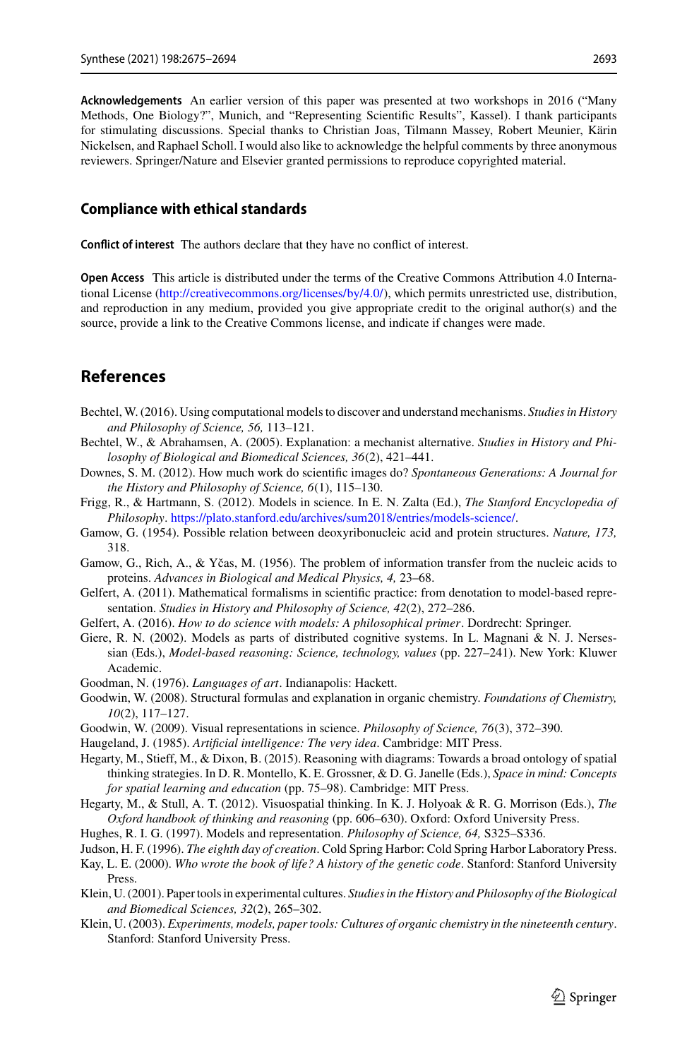**Acknowledgements** An earlier version of this paper was presented at two workshops in 2016 ("Many Methods, One Biology?", Munich, and "Representing Scientific Results", Kassel). I thank participants for stimulating discussions. Special thanks to Christian Joas, Tilmann Massey, Robert Meunier, Kärin Nickelsen, and Raphael Scholl. I would also like to acknowledge the helpful comments by three anonymous reviewers. Springer/Nature and Elsevier granted permissions to reproduce copyrighted material.

## Compliance with ethical standards

**Conflict of interest** The authors declare that they have no conflict of interest.

**Open Access** This article is distributed under the terms of the Creative Commons Attribution 4.0 International License (http://creativecommons.org/licenses/by/4.0/), which permits unrestricted use, distribution, and reproduction in any medium, provided you give appropriate credit to the original author(s) and the source, provide a link to the Creative Commons license, and indicate if changes were made.

# References

Bechtel, W. (2016). Using computational models to discover and understand mechanisms. *Studies in History and Philosophy of Science, 56,* 113–121.

Bechtel, W., & Abrahamsen, A. (2005). Explanation: a mechanist alternative. *Studies in History and Philosophy of Biological and Biomedical Sciences, 36*(2), 421–441.

Downes, S. M. (2012). How much work do scientific images do? *Spontaneous Generations: A Journal for the History and Philosophy of Science, 6*(1), 115–130.

Frigg, R., & Hartmann, S. (2012). Models in science. In E. N. Zalta (Ed.), *The Stanford Encyclopedia of Philosophy*. https://plato.stanford.edu/archives/sum2018/entries/models-science/.

Gamow, G. (1954). Possible relation between deoxyribonucleic acid and protein structures. *Nature, 173,* 318.

Gamow, G., Rich, A., & Yčas, M. (1956). The problem of information transfer from the nucleic acids to proteins. *Advances in Biological and Medical Physics, 4,* 23–68.

Gelfert, A. (2011). Mathematical formalisms in scientific practice: from denotation to model-based representation. *Studies in History and Philosophy of Science, 42*(2), 272–286.

Gelfert, A. (2016). *How to do science with models: A philosophical primer*. Dordrecht: Springer.

Giere, R. N. (2002). Models as parts of distributed cognitive systems. In L. Magnani & N. J. Nersessian (Eds.), *Model-based reasoning: Science, technology, values* (pp. 227–241). New York: Kluwer Academic.

Goodman, N. (1976). *Languages of art*. Indianapolis: Hackett.

Goodwin, W. (2008). Structural formulas and explanation in organic chemistry. *Foundations of Chemistry, 10*(2), 117–127.

Goodwin, W. (2009). Visual representations in science. *Philosophy of Science, 76*(3), 372–390.

Haugeland, J. (1985). *Artificial intelligence: The very idea*. Cambridge: MIT Press.

Hegarty, M., Stieff, M., & Dixon, B. (2015). Reasoning with diagrams: Towards a broad ontology of spatial thinking strategies. In D. R. Montello, K. E. Grossner, & D. G. Janelle (Eds.), *Space in mind: Concepts for spatial learning and education* (pp. 75–98). Cambridge: MIT Press.

Hegarty, M., & Stull, A. T. (2012). Visuospatial thinking. In K. J. Holyoak & R. G. Morrison (Eds.), *The Oxford handbook of thinking and reasoning* (pp. 606–630). Oxford: Oxford University Press.

Hughes, R. I. G. (1997). Models and representation. *Philosophy of Science, 64,* S325–S336.

Judson, H. F. (1996). *The eighth day of creation*. Cold Spring Harbor: Cold Spring Harbor Laboratory Press.

Kay, L. E. (2000). *Who wrote the book of life? A history of the genetic code*. Stanford: Stanford University Press.

Klein, U. (2001). Paper tools in experimental cultures. *Studies in the History and Philosophy of the Biological and Biomedical Sciences, 32*(2), 265–302.

Klein, U. (2003). *Experiments, models, paper tools: Cultures of organic chemistry in the nineteenth century*. Stanford: Stanford University Press.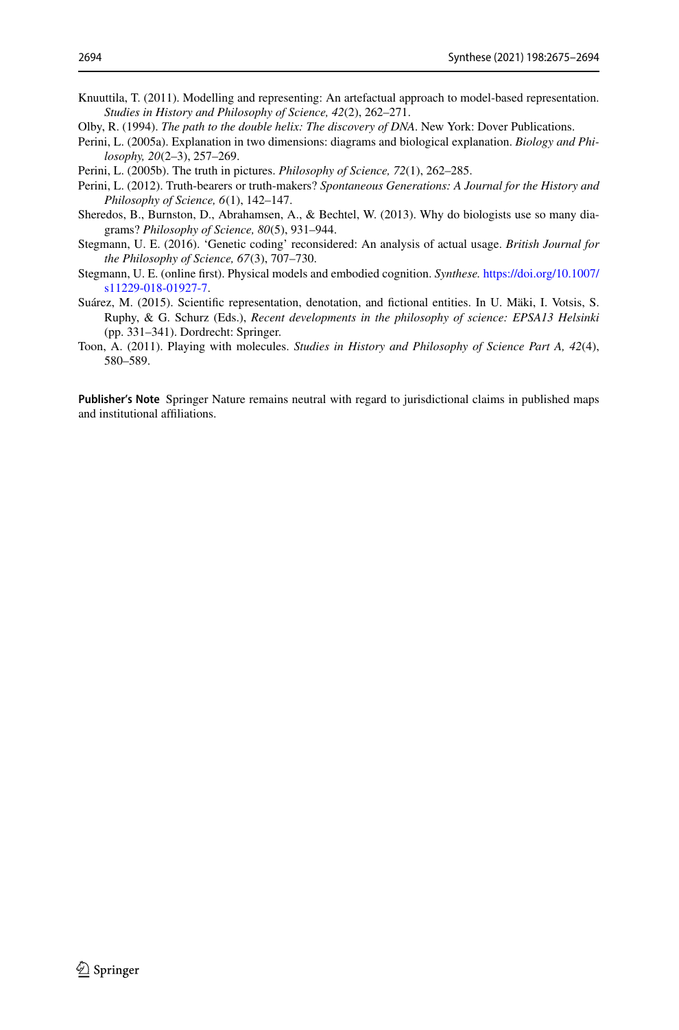Knuuttila, T. (2011). Modelling and representing: An artefactual approach to model-based representation. *Studies in History and Philosophy of Science, 42*(2), 262–271.

Olby, R. (1994). *The path to the double helix: The discovery of DNA*. New York: Dover Publications.

Perini, L. (2005a). Explanation in two dimensions: diagrams and biological explanation. *Biology and Philosophy, 20*(2–3), 257–269.

Perini, L. (2005b). The truth in pictures. *Philosophy of Science, 72*(1), 262–285.

Perini, L. (2012). Truth-bearers or truth-makers? *Spontaneous Generations: A Journal for the History and Philosophy of Science, 6*(1), 142–147.

Sheredos, B., Burnston, D., Abrahamsen, A., & Bechtel, W. (2013). Why do biologists use so many diagrams? *Philosophy of Science, 80*(5), 931–944.

Stegmann, U. E. (2016). 'Genetic coding' reconsidered: An analysis of actual usage. *British Journal for the Philosophy of Science, 67*(3), 707–730.

Stegmann, U. E. (online first). Physical models and embodied cognition. *Synthese.* https://doi.org/10.1007/s11229-018-01927-7.

Suárez, M. (2015). Scientific representation, denotation, and fictional entities. In U. Mäki, I. Votsis, S. Ruphy, & G. Schurz (Eds.), *Recent developments in the philosophy of science: EPSA13 Helsinki* (pp. 331–341). Dordrecht: Springer.

Toon, A. (2011). Playing with molecules. *Studies in History and Philosophy of Science Part A, 42*(4), 580–589.

**Publisher's Note** Springer Nature remains neutral with regard to jurisdictional claims in published maps and institutional affiliations.